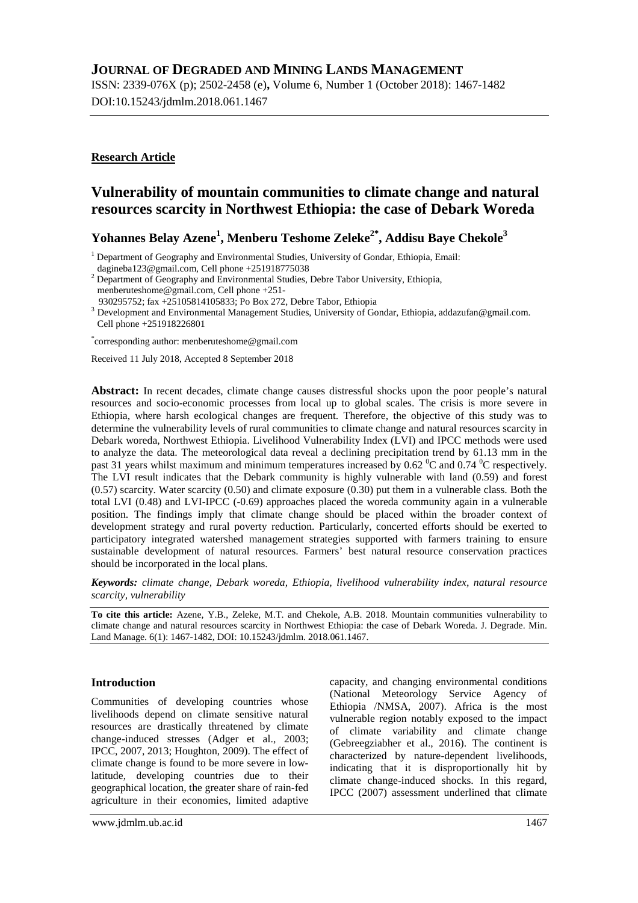# JOURNAL OF DEGRADED AND MINING LANDS MANAGEMENT

ISSN: 2339-076X (p); 2502-2458 (e), Volume 6, Number 1 (October 2018): 1467-1482
DOI:10.15243/jdmlm.2018.061.1467

**Research Article**

## Vulnerability of mountain communities to climate change and natural resources scarcity in Northwest Ethiopia: the case of Debark Woreda

**Yohannes Belay Azene[1], Menberu Teshome Zeleke[2*], Addisu Baye Chekole[3]**

[1] Department of Geography and Environmental Studies, University of Gondar, Ethiopia, Email: dagineba123@gmail.com, Cell phone +251918775038

[2] Department of Geography and Environmental Studies, Debre Tabor University, Ethiopia, menberuteshome@gmail.com, Cell phone +251-930295752; fax +25105814105833; Po Box 272, Debre Tabor, Ethiopia

[3] Development and Environmental Management Studies, University of Gondar, Ethiopia, addazufan@gmail.com. Cell phone +251918226801

[*] corresponding author: menberuteshome@gmail.com

Received 11 July 2018, Accepted 8 September 2018

**Abstract:** In recent decades, climate change causes distressful shocks upon the poor people's natural resources and socio-economic processes from local up to global scales. The crisis is more severe in Ethiopia, where harsh ecological changes are frequent. Therefore, the objective of this study was to determine the vulnerability levels of rural communities to climate change and natural resources scarcity in Debark woreda, Northwest Ethiopia. Livelihood Vulnerability Index (LVI) and IPCC methods were used to analyze the data. The meteorological data reveal a declining precipitation trend by 61.13 mm in the past 31 years whilst maximum and minimum temperatures increased by 0.62 $^0$C and 0.74 $^0$C respectively. The LVI result indicates that the Debark community is highly vulnerable with land (0.59) and forest (0.57) scarcity. Water scarcity (0.50) and climate exposure (0.30) put them in a vulnerable class. Both the total LVI (0.48) and LVI-IPCC (-0.69) approaches placed the woreda community again in a vulnerable position. The findings imply that climate change should be placed within the broader context of development strategy and rural poverty reduction. Particularly, concerted efforts should be exerted to participatory integrated watershed management strategies supported with farmers training to ensure sustainable development of natural resources. Farmers' best natural resource conservation practices should be incorporated in the local plans.

***Keywords:** climate change, Debark woreda, Ethiopia, livelihood vulnerability index, natural resource scarcity, vulnerability*

**To cite this article:** Azene, Y.B., Zeleke, M.T. and Chekole, A.B. 2018. Mountain communities vulnerability to climate change and natural resources scarcity in Northwest Ethiopia: the case of Debark Woreda. J. Degrade. Min. Land Manage. 6(1): 1467-1482, DOI: 10.15243/jdmlm. 2018.061.1467.

### Introduction

Communities of developing countries whose livelihoods depend on climate sensitive natural resources are drastically threatened by climate change-induced stresses (Adger et al., 2003; IPCC, 2007, 2013; Houghton, 2009). The effect of climate change is found to be more severe in low-latitude, developing countries due to their geographical location, the greater share of rain-fed agriculture in their economies, limited adaptive capacity, and changing environmental conditions (National Meteorology Service Agency of Ethiopia /NMSA, 2007). Africa is the most vulnerable region notably exposed to the impact of climate variability and climate change (Gebreegziabher et al., 2016). The continent is characterized by nature-dependent livelihoods, indicating that it is disproportionally hit by climate change-induced shocks. In this regard, IPCC (2007) assessment underlined that climate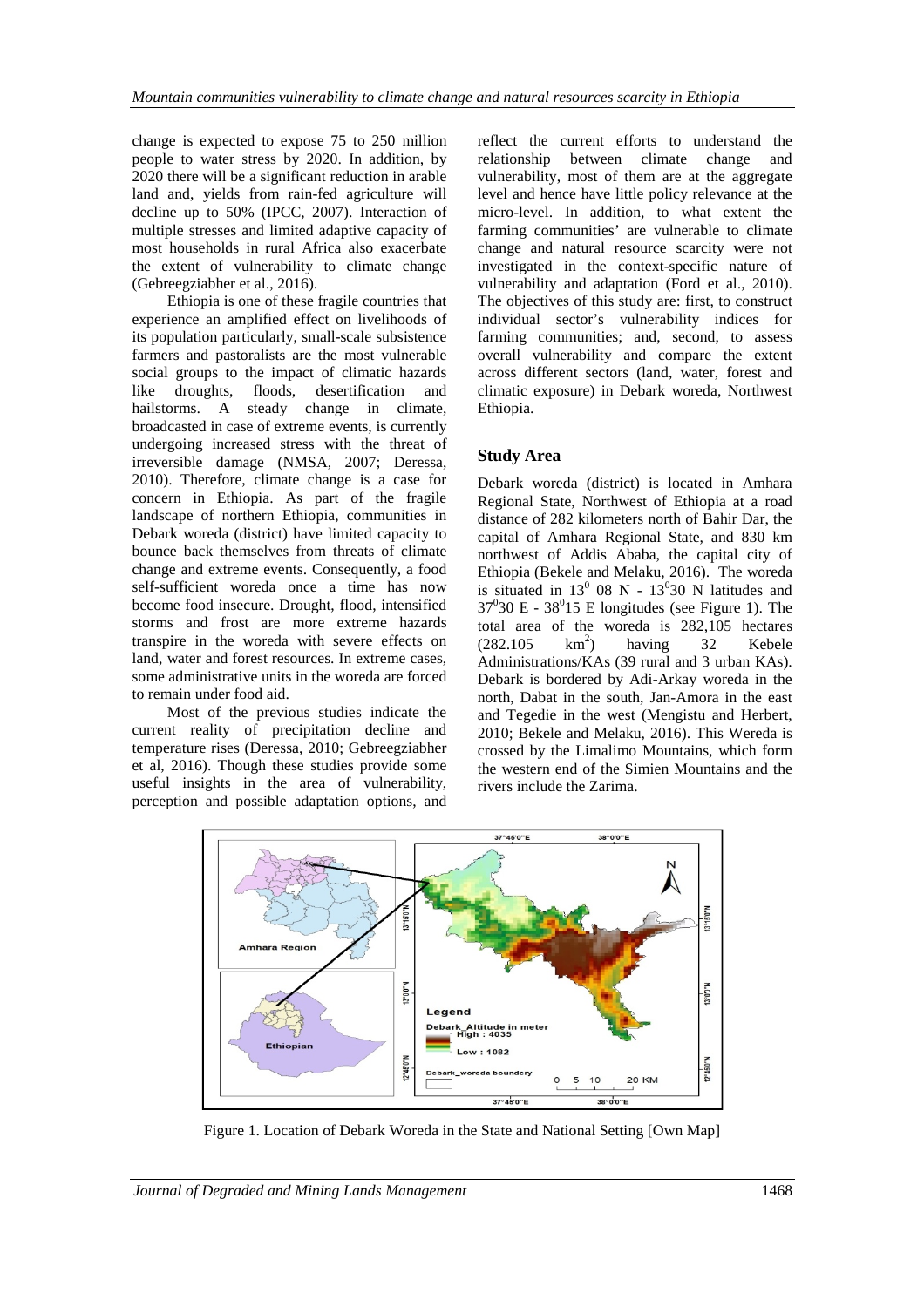change is expected to expose 75 to 250 million people to water stress by 2020. In addition, by 2020 there will be a significant reduction in arable land and, yields from rain-fed agriculture will decline up to 50% (IPCC, 2007). Interaction of multiple stresses and limited adaptive capacity of most households in rural Africa also exacerbate the extent of vulnerability to climate change (Gebreegziabher et al., 2016).

Ethiopia is one of these fragile countries that experience an amplified effect on livelihoods of its population particularly, small-scale subsistence farmers and pastoralists are the most vulnerable social groups to the impact of climatic hazards like droughts, floods, desertification and hailstorms. A steady change in climate, broadcasted in case of extreme events, is currently undergoing increased stress with the threat of irreversible damage (NMSA, 2007; Deressa, 2010). Therefore, climate change is a case for concern in Ethiopia. As part of the fragile landscape of northern Ethiopia, communities in Debark woreda (district) have limited capacity to bounce back themselves from threats of climate change and extreme events. Consequently, a food self-sufficient woreda once a time has now become food insecure. Drought, flood, intensified storms and frost are more extreme hazards transpire in the woreda with severe effects on land, water and forest resources. In extreme cases, some administrative units in the woreda are forced to remain under food aid.

Most of the previous studies indicate the current reality of precipitation decline and temperature rises (Deressa, 2010; Gebreegziabher et al, 2016). Though these studies provide some useful insights in the area of vulnerability, perception and possible adaptation options, and reflect the current efforts to understand the relationship between climate change and vulnerability, most of them are at the aggregate level and hence have little policy relevance at the micro-level. In addition, to what extent the farming communities' are vulnerable to climate change and natural resource scarcity were not investigated in the context-specific nature of vulnerability and adaptation (Ford et al., 2010). The objectives of this study are: first, to construct individual sector's vulnerability indices for farming communities; and, second, to assess overall vulnerability and compare the extent across different sectors (land, water, forest and climatic exposure) in Debark woreda, Northwest Ethiopia.

## Study Area

Debark woreda (district) is located in Amhara Regional State, Northwest of Ethiopia at a road distance of 282 kilometers north of Bahir Dar, the capital of Amhara Regional State, and 830 km northwest of Addis Ababa, the capital city of Ethiopia (Bekele and Melaku, 2016). The woreda is situated in $13^0$ 08 N - $13^0$30 N latitudes and $37^0$30 E - $38^0$15 E longitudes (see Figure 1). The total area of the woreda is 282,105 hectares (282.105 $km^2$) having 32 Kebele Administrations/KAs (39 rural and 3 urban KAs). Debark is bordered by Adi-Arkay woreda in the north, Dabat in the south, Jan-Amora in the east and Tegedie in the west (Mengistu and Herbert, 2010; Bekele and Melaku, 2016). This Wereda is crossed by the Limalimo Mountains, which form the western end of the Simien Mountains and the rivers include the Zarima.

Figure 1. Location of Debark Woreda in the State and National Setting [Own Map]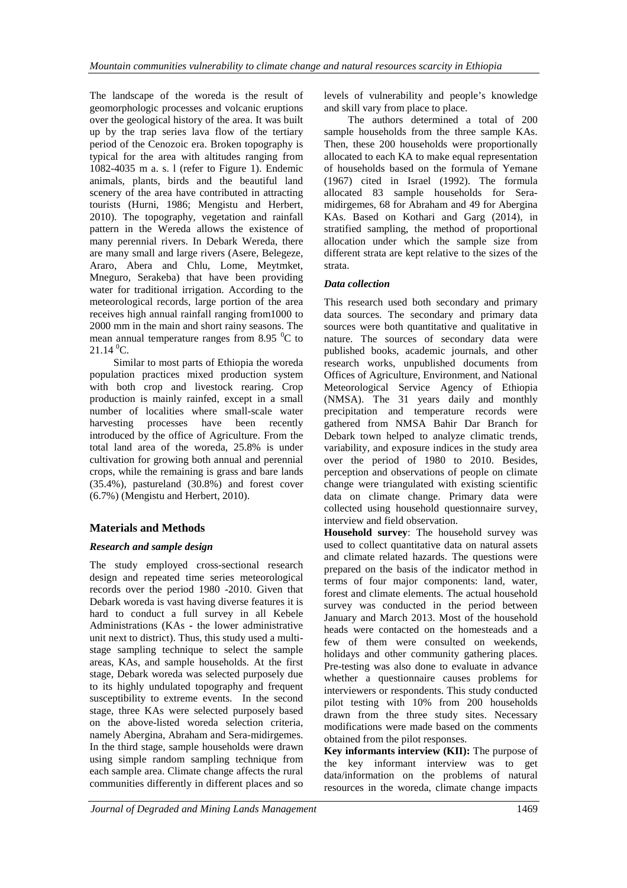The landscape of the woreda is the result of geomorphologic processes and volcanic eruptions over the geological history of the area. It was built up by the trap series lava flow of the tertiary period of the Cenozoic era. Broken topography is typical for the area with altitudes ranging from 1082-4035 m a. s. l (refer to Figure 1). Endemic animals, plants, birds and the beautiful land scenery of the area have contributed in attracting tourists (Hurni, 1986; Mengistu and Herbert, 2010). The topography, vegetation and rainfall pattern in the Wereda allows the existence of many perennial rivers. In Debark Wereda, there are many small and large rivers (Asere, Belegeze, Araro, Abera and Chlu, Lome, Meytmket, Mneguro, Serakeba) that have been providing water for traditional irrigation. According to the meteorological records, large portion of the area receives high annual rainfall ranging from1000 to 2000 mm in the main and short rainy seasons. The mean annual temperature ranges from 8.95 $^0$C to 21.14 $^0$C.

Similar to most parts of Ethiopia the woreda population practices mixed production system with both crop and livestock rearing. Crop production is mainly rainfed, except in a small number of localities where small-scale water harvesting processes have been recently introduced by the office of Agriculture. From the total land area of the woreda, 25.8% is under cultivation for growing both annual and perennial crops, while the remaining is grass and bare lands (35.4%), pastureland (30.8%) and forest cover (6.7%) (Mengistu and Herbert, 2010).

## Materials and Methods

### *Research and sample design*

The study employed cross-sectional research design and repeated time series meteorological records over the period 1980 -2010. Given that Debark woreda is vast having diverse features it is hard to conduct a full survey in all Kebele Administrations (KAs - the lower administrative unit next to district). Thus, this study used a multi-stage sampling technique to select the sample areas, KAs, and sample households. At the first stage, Debark woreda was selected purposely due to its highly undulated topography and frequent susceptibility to extreme events. In the second stage, three KAs were selected purposely based on the above-listed woreda selection criteria, namely Abergina, Abraham and Sera-midirgemes. In the third stage, sample households were drawn using simple random sampling technique from each sample area. Climate change affects the rural communities differently in different places and so levels of vulnerability and people's knowledge and skill vary from place to place.

The authors determined a total of 200 sample households from the three sample KAs. Then, these 200 households were proportionally allocated to each KA to make equal representation of households based on the formula of Yemane (1967) cited in Israel (1992). The formula allocated 83 sample households for Sera-midirgemes, 68 for Abraham and 49 for Abergina KAs. Based on Kothari and Garg (2014), in stratified sampling, the method of proportional allocation under which the sample size from different strata are kept relative to the sizes of the strata.

### *Data collection*

This research used both secondary and primary data sources. The secondary and primary data sources were both quantitative and qualitative in nature. The sources of secondary data were published books, academic journals, and other research works, unpublished documents from Offices of Agriculture, Environment, and National Meteorological Service Agency of Ethiopia (NMSA). The 31 years daily and monthly precipitation and temperature records were gathered from NMSA Bahir Dar Branch for Debark town helped to analyze climatic trends, variability, and exposure indices in the study area over the period of 1980 to 2010. Besides, perception and observations of people on climate change were triangulated with existing scientific data on climate change. Primary data were collected using household questionnaire survey, interview and field observation.

**Household survey**: The household survey was used to collect quantitative data on natural assets and climate related hazards. The questions were prepared on the basis of the indicator method in terms of four major components: land, water, forest and climate elements. The actual household survey was conducted in the period between January and March 2013. Most of the household heads were contacted on the homesteads and a few of them were consulted on weekends, holidays and other community gathering places. Pre-testing was also done to evaluate in advance whether a questionnaire causes problems for interviewers or respondents. This study conducted pilot testing with 10% from 200 households drawn from the three study sites. Necessary modifications were made based on the comments obtained from the pilot responses.

**Key informants interview (KII):** The purpose of the key informant interview was to get data/information on the problems of natural resources in the woreda, climate change impacts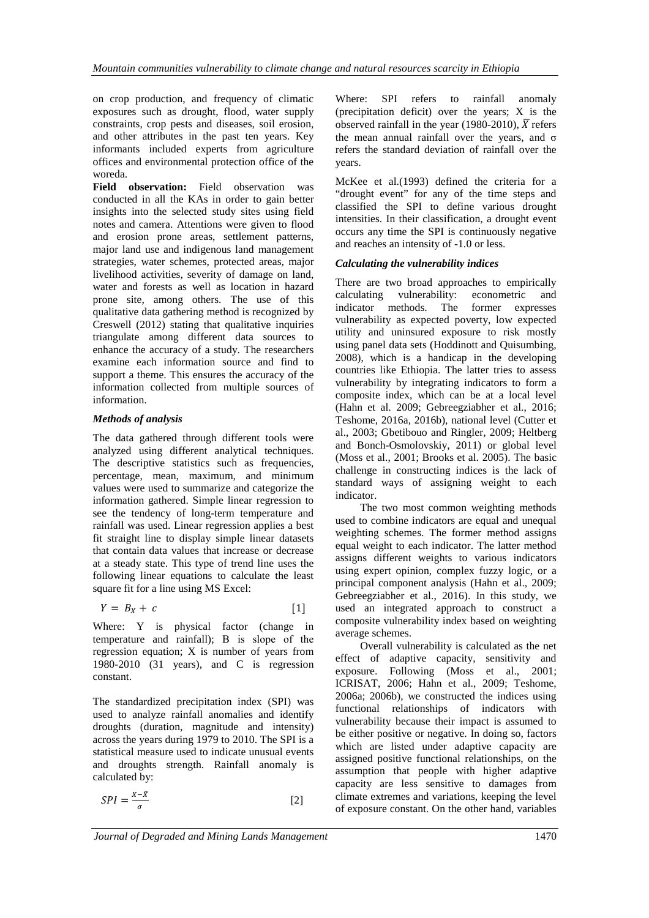on crop production, and frequency of climatic exposures such as drought, flood, water supply constraints, crop pests and diseases, soil erosion, and other attributes in the past ten years. Key informants included experts from agriculture offices and environmental protection office of the woreda.

**Field observation:** Field observation was conducted in all the KAs in order to gain better insights into the selected study sites using field notes and camera. Attentions were given to flood and erosion prone areas, settlement patterns, major land use and indigenous land management strategies, water schemes, protected areas, major livelihood activities, severity of damage on land, water and forests as well as location in hazard prone site, among others. The use of this qualitative data gathering method is recognized by Creswell (2012) stating that qualitative inquiries triangulate among different data sources to enhance the accuracy of a study. The researchers examine each information source and find to support a theme. This ensures the accuracy of the information collected from multiple sources of information.

### *Methods of analysis*

The data gathered through different tools were analyzed using different analytical techniques. The descriptive statistics such as frequencies, percentage, mean, maximum, and minimum values were used to summarize and categorize the information gathered. Simple linear regression to see the tendency of long-term temperature and rainfall was used. Linear regression applies a best fit straight line to display simple linear datasets that contain data values that increase or decrease at a steady state. This type of trend line uses the following linear equations to calculate the least square fit for a line using MS Excel:

$$Y = B_X + c \qquad [1]$$

Where: Y is physical factor (change in temperature and rainfall); B is slope of the regression equation; X is number of years from 1980-2010 (31 years), and C is regression constant.

The standardized precipitation index (SPI) was used to analyze rainfall anomalies and identify droughts (duration, magnitude and intensity) across the years during 1979 to 2010. The SPI is a statistical measure used to indicate unusual events and droughts strength. Rainfall anomaly is calculated by:

$$SPI = \frac{X - \bar{X}}{\sigma} \qquad [2]$$

Where: SPI refers to rainfall anomaly (precipitation deficit) over the years; X is the observed rainfall in the year (1980-2010), $\bar{X}$ refers the mean annual rainfall over the years, and σ refers the standard deviation of rainfall over the years.

McKee et al.(1993) defined the criteria for a "drought event" for any of the time steps and classified the SPI to define various drought intensities. In their classification, a drought event occurs any time the SPI is continuously negative and reaches an intensity of -1.0 or less.

### *Calculating the vulnerability indices*

There are two broad approaches to empirically calculating vulnerability: econometric and indicator methods. The former expresses vulnerability as expected poverty, low expected utility and uninsured exposure to risk mostly using panel data sets (Hoddinott and Quisumbing, 2008), which is a handicap in the developing countries like Ethiopia. The latter tries to assess vulnerability by integrating indicators to form a composite index, which can be at a local level (Hahn et al. 2009; Gebreegziabher et al., 2016; Teshome, 2016a, 2016b), national level (Cutter et al., 2003; Gbetibouo and Ringler, 2009; Heltberg and Bonch-Osmolovskiy, 2011) or global level (Moss et al., 2001; Brooks et al. 2005). The basic challenge in constructing indices is the lack of standard ways of assigning weight to each indicator.

The two most common weighting methods used to combine indicators are equal and unequal weighting schemes. The former method assigns equal weight to each indicator. The latter method assigns different weights to various indicators using expert opinion, complex fuzzy logic, or a principal component analysis (Hahn et al., 2009; Gebreegziabher et al., 2016). In this study, we used an integrated approach to construct a composite vulnerability index based on weighting average schemes.

Overall vulnerability is calculated as the net effect of adaptive capacity, sensitivity and exposure. Following (Moss et al., 2001; ICRISAT, 2006; Hahn et al., 2009; Teshome, 2006a; 2006b), we constructed the indices using functional relationships of indicators with vulnerability because their impact is assumed to be either positive or negative. In doing so, factors which are listed under adaptive capacity are assigned positive functional relationships, on the assumption that people with higher adaptive capacity are less sensitive to damages from climate extremes and variations, keeping the level of exposure constant. On the other hand, variables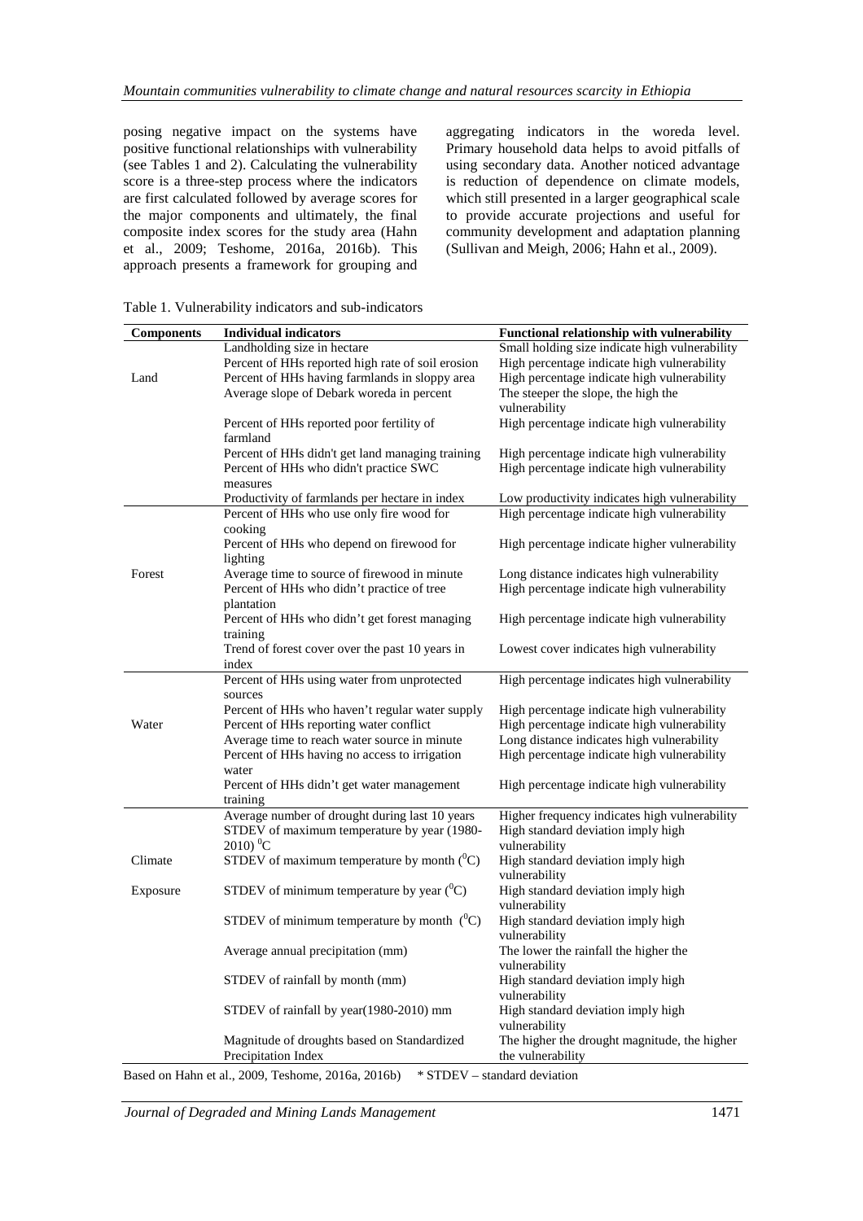posing negative impact on the systems have positive functional relationships with vulnerability (see Tables 1 and 2). Calculating the vulnerability score is a three-step process where the indicators are first calculated followed by average scores for the major components and ultimately, the final composite index scores for the study area (Hahn et al., 2009; Teshome, 2016a, 2016b). This approach presents a framework for grouping and aggregating indicators in the woreda level. Primary household data helps to avoid pitfalls of using secondary data. Another noticed advantage is reduction of dependence on climate models, which still presented in a larger geographical scale to provide accurate projections and useful for community development and adaptation planning (Sullivan and Meigh, 2006; Hahn et al., 2009).

Table 1. Vulnerability indicators and sub-indicators

| Components | Individual indicators | Functional relationship with vulnerability |
|---|---|---|
| Land | Landholding size in hectare | Small holding size indicate high vulnerability |
| | Percent of HHs reported high rate of soil erosion | High percentage indicate high vulnerability |
| | Percent of HHs having farmlands in sloppy area | High percentage indicate high vulnerability |
| | Average slope of Debark woreda in percent | The steeper the slope, the high the vulnerability |
| | Percent of HHs reported poor fertility of farmland | High percentage indicate high vulnerability |
| | Percent of HHs didn't get land managing training | High percentage indicate high vulnerability |
| | Percent of HHs who didn't practice SWC measures | High percentage indicate high vulnerability |
| | Productivity of farmlands per hectare in index | Low productivity indicates high vulnerability |
| Forest | Percent of HHs who use only fire wood for cooking | High percentage indicate high vulnerability |
| | Percent of HHs who depend on firewood for lighting | High percentage indicate higher vulnerability |
| | Average time to source of firewood in minute | Long distance indicates high vulnerability |
| | Percent of HHs who didn't practice of tree plantation | High percentage indicate high vulnerability |
| | Percent of HHs who didn't get forest managing training | High percentage indicate high vulnerability |
| | Trend of forest cover over the past 10 years in index | Lowest cover indicates high vulnerability |
| Water | Percent of HHs using water from unprotected sources | High percentage indicates high vulnerability |
| | Percent of HHs who haven't regular water supply | High percentage indicate high vulnerability |
| | Percent of HHs reporting water conflict | High percentage indicate high vulnerability |
| | Average time to reach water source in minute | Long distance indicates high vulnerability |
| | Percent of HHs having no access to irrigation water | High percentage indicate high vulnerability |
| | Percent of HHs didn't get water management training | High percentage indicate high vulnerability |
| Climate Exposure | Average number of drought during last 10 years | Higher frequency indicates high vulnerability |
| | STDEV of maximum temperature by year (1980-2010) $^0$C | High standard deviation imply high vulnerability |
| | STDEV of maximum temperature by month ($^0$C) | High standard deviation imply high vulnerability |
| | STDEV of minimum temperature by year ($^0$C) | High standard deviation imply high vulnerability |
| | STDEV of minimum temperature by month ($^0$C) | High standard deviation imply high vulnerability |
| | Average annual precipitation (mm) | The lower the rainfall the higher the vulnerability |
| | STDEV of rainfall by month (mm) | High standard deviation imply high vulnerability |
| | STDEV of rainfall by year(1980-2010) mm | High standard deviation imply high vulnerability |
| | Magnitude of droughts based on Standardized Precipitation Index | The higher the drought magnitude, the higher the vulnerability |

Based on Hahn et al., 2009, Teshome, 2016a, 2016b) * STDEV – standard deviation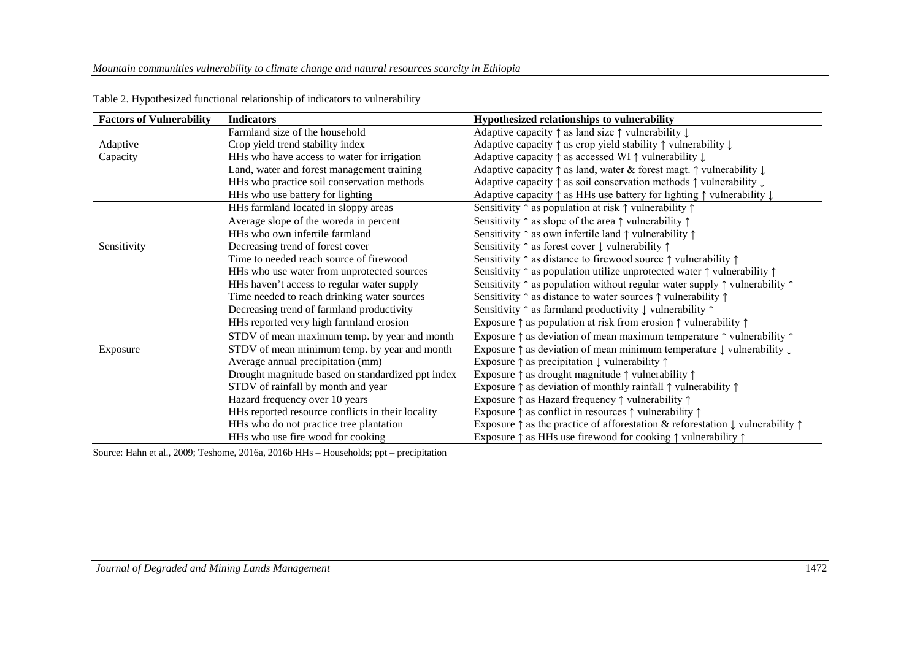Table 2. Hypothesized functional relationship of indicators to vulnerability

| Factors of Vulnerability | Indicators | Hypothesized relationships to vulnerability |
|---|---|---|
| Adaptive Capacity | Farmland size of the household | Adaptive capacity ↑ as land size ↑ vulnerability ↓ |
| | Crop yield trend stability index | Adaptive capacity ↑ as crop yield stability ↑ vulnerability ↓ |
| | HHs who have access to water for irrigation | Adaptive capacity ↑ as accessed WI ↑ vulnerability ↓ |
| | Land, water and forest management training | Adaptive capacity ↑ as land, water & forest magt. ↑ vulnerability ↓ |
| | HHs who practice soil conservation methods | Adaptive capacity ↑ as soil conservation methods ↑ vulnerability ↓ |
| | HHs who use battery for lighting | Adaptive capacity ↑ as HHs use battery for lighting ↑ vulnerability ↓ |
| Sensitivity | HHs farmland located in sloppy areas | Sensitivity ↑ as population at risk ↑ vulnerability ↑ |
| | Average slope of the woreda in percent | Sensitivity ↑ as slope of the area ↑ vulnerability ↑ |
| | HHs who own infertile farmland | Sensitivity ↑ as own infertile land ↑ vulnerability ↑ |
| | Decreasing trend of forest cover | Sensitivity ↑ as forest cover ↓ vulnerability ↑ |
| | Time to needed reach source of firewood | Sensitivity ↑ as distance to firewood source ↑ vulnerability ↑ |
| | HHs who use water from unprotected sources | Sensitivity ↑ as population utilize unprotected water ↑ vulnerability ↑ |
| | HHs haven't access to regular water supply | Sensitivity ↑ as population without regular water supply ↑ vulnerability ↑ |
| | Time needed to reach drinking water sources | Sensitivity ↑ as distance to water sources ↑ vulnerability ↑ |
| | Decreasing trend of farmland productivity | Sensitivity ↑ as farmland productivity ↓ vulnerability ↑ |
| Exposure | HHs reported very high farmland erosion | Exposure ↑ as population at risk from erosion ↑ vulnerability ↑ |
| | STDV of mean maximum temp. by year and month | Exposure ↑ as deviation of mean maximum temperature ↑ vulnerability ↑ |
| | STDV of mean minimum temp. by year and month | Exposure ↑ as deviation of mean minimum temperature ↓ vulnerability ↓ |
| | Average annual precipitation (mm) | Exposure ↑ as precipitation ↓ vulnerability ↑ |
| | Drought magnitude based on standardized ppt index | Exposure ↑ as drought magnitude ↑ vulnerability ↑ |
| | STDV of rainfall by month and year | Exposure ↑ as deviation of monthly rainfall ↑ vulnerability ↑ |
| | Hazard frequency over 10 years | Exposure ↑ as Hazard frequency ↑ vulnerability ↑ |
| | HHs reported resource conflicts in their locality | Exposure ↑ as conflict in resources ↑ vulnerability ↑ |
| | HHs who do not practice tree plantation | Exposure ↑ as the practice of afforestation & reforestation ↓ vulnerability ↑ |
| | HHs who use fire wood for cooking | Exposure ↑ as HHs use firewood for cooking ↑ vulnerability ↑ |

Source: Hahn et al., 2009; Teshome, 2016a, 2016b HHs – Households; ppt – precipitation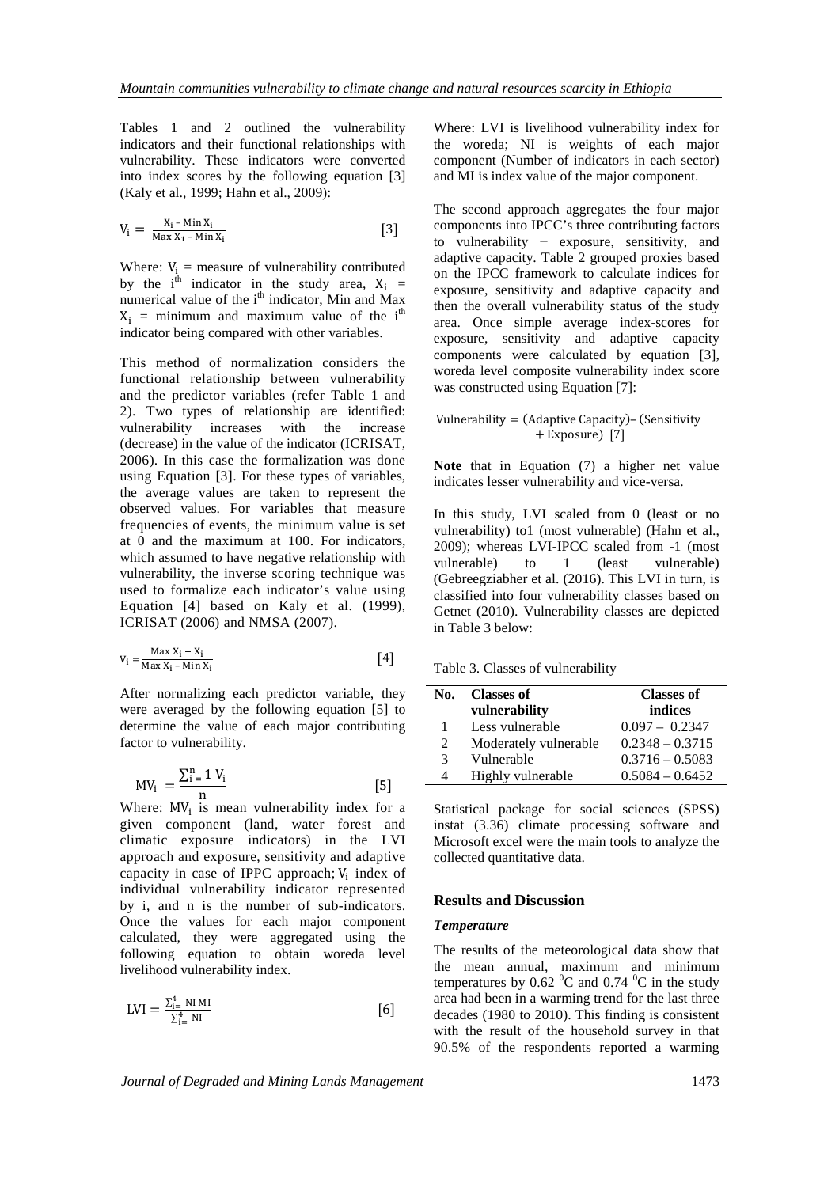Tables 1 and 2 outlined the vulnerability indicators and their functional relationships with vulnerability. These indicators were converted into index scores by the following equation [3] (Kaly et al., 1999; Hahn et al., 2009):

$$V_i = \frac{X_i - \text{Min } X_i}{\text{Max } X_1 - \text{Min } X_i} \quad [3]$$

Where: $V_i$ = measure of vulnerability contributed by the $i^{th}$ indicator in the study area, $X_i$ = numerical value of the $i^{th}$ indicator, Min and Max $X_i$ = minimum and maximum value of the $i^{th}$ indicator being compared with other variables.

This method of normalization considers the functional relationship between vulnerability and the predictor variables (refer Table 1 and 2). Two types of relationship are identified: vulnerability increases with the increase (decrease) in the value of the indicator (ICRISAT, 2006). In this case the formalization was done using Equation [3]. For these types of variables, the average values are taken to represent the observed values. For variables that measure frequencies of events, the minimum value is set at 0 and the maximum at 100. For indicators, which assumed to have negative relationship with vulnerability, the inverse scoring technique was used to formalize each indicator's value using Equation [4] based on Kaly et al. (1999), ICRISAT (2006) and NMSA (2007).

$$V_i = \frac{\text{Max } X_i - X_i}{\text{Max } X_i - \text{Min } X_i} \quad [4]$$

After normalizing each predictor variable, they were averaged by the following equation [5] to determine the value of each major contributing factor to vulnerability.

$$MV_i = \frac{\sum_{i=1}^{n} V_i}{n} \quad [5]$$

Where: $MV_i$ is mean vulnerability index for a given component (land, water forest and climatic exposure indicators) in the LVI approach and exposure, sensitivity and adaptive capacity in case of IPPC approach; $V_i$ index of individual vulnerability indicator represented by i, and n is the number of sub-indicators. Once the values for each major component calculated, they were aggregated using the following equation to obtain woreda level livelihood vulnerability index.

$$LVI = \frac{\sum_{i=}^{4} NI\,MI}{\sum_{i=}^{4} NI} \quad [6]$$

Where: LVI is livelihood vulnerability index for the woreda; NI is weights of each major component (Number of indicators in each sector) and MI is index value of the major component.

The second approach aggregates the four major components into IPCC's three contributing factors to vulnerability − exposure, sensitivity, and adaptive capacity. Table 2 grouped proxies based on the IPCC framework to calculate indices for exposure, sensitivity and adaptive capacity and then the overall vulnerability status of the study area. Once simple average index-scores for exposure, sensitivity and adaptive capacity components were calculated by equation [3], woreda level composite vulnerability index score was constructed using Equation [7]:

$$\text{Vulnerability} = (\text{Adaptive Capacity}) - (\text{Sensitivity} + \text{Exposure}) \quad [7]$$

**Note** that in Equation (7) a higher net value indicates lesser vulnerability and vice-versa.

In this study, LVI scaled from 0 (least or no vulnerability) to1 (most vulnerable) (Hahn et al., 2009); whereas LVI-IPCC scaled from -1 (most vulnerable) to 1 (least vulnerable) (Gebreegziabher et al. (2016). This LVI in turn, is classified into four vulnerability classes based on Getnet (2010). Vulnerability classes are depicted in Table 3 below:

Table 3. Classes of vulnerability

| No. | Classes of vulnerability | Classes of indices |
|---|---|---|
| 1 | Less vulnerable | 0.097 – 0.2347 |
| 2 | Moderately vulnerable | 0.2348 – 0.3715 |
| 3 | Vulnerable | 0.3716 – 0.5083 |
| 4 | Highly vulnerable | 0.5084 – 0.6452 |

Statistical package for social sciences (SPSS) instat (3.36) climate processing software and Microsoft excel were the main tools to analyze the collected quantitative data.

## Results and Discussion

### *Temperature*

The results of the meteorological data show that the mean annual, maximum and minimum temperatures by 0.62 $^{0}$C and 0.74 $^{0}$C in the study area had been in a warming trend for the last three decades (1980 to 2010). This finding is consistent with the result of the household survey in that 90.5% of the respondents reported a warming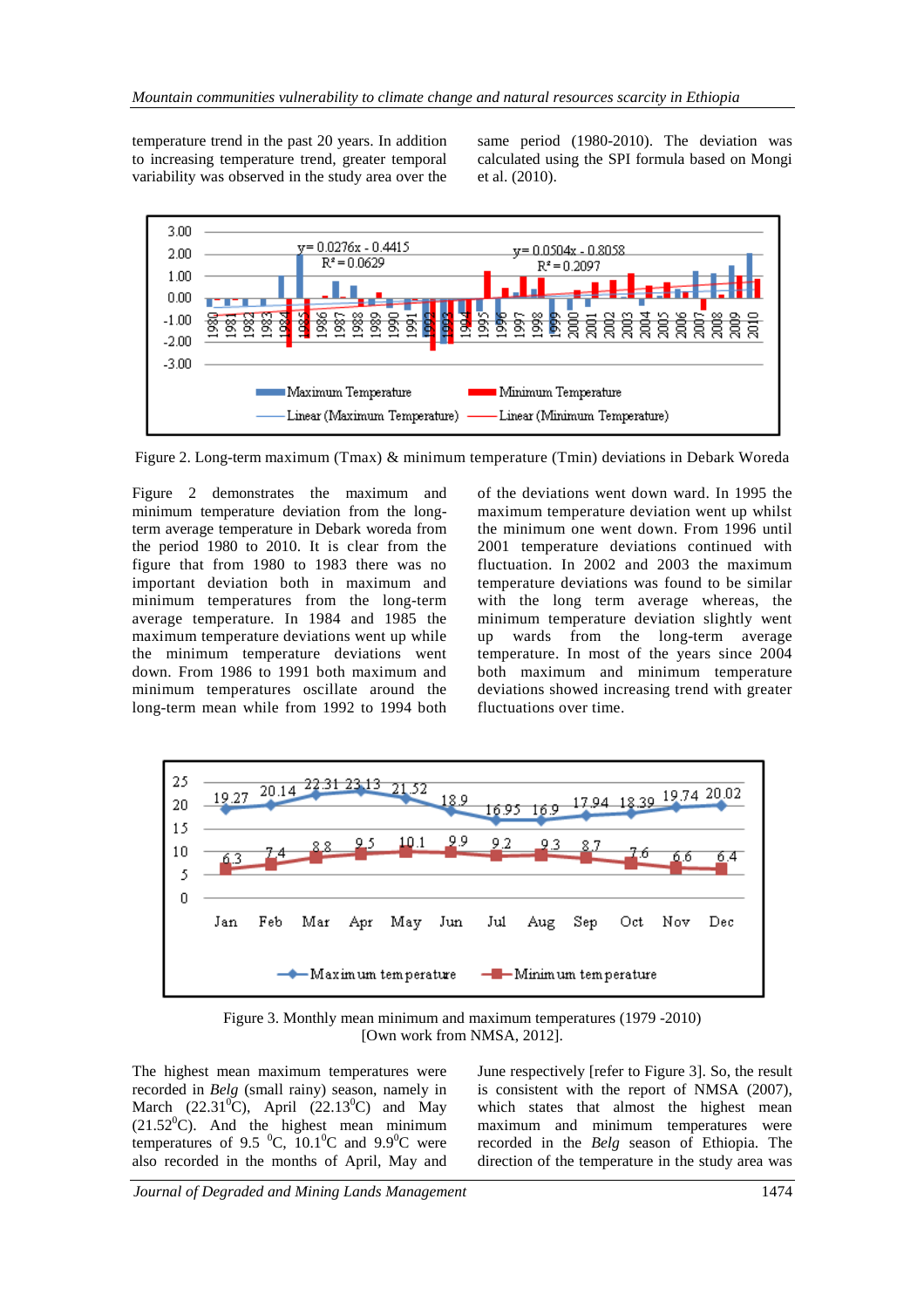temperature trend in the past 20 years. In addition to increasing temperature trend, greater temporal variability was observed in the study area over the same period (1980-2010). The deviation was calculated using the SPI formula based on Mongi et al. (2010).

Figure 2. Long-term maximum (Tmax) & minimum temperature (Tmin) deviations in Debark Woreda

Figure 2 demonstrates the maximum and minimum temperature deviation from the long-term average temperature in Debark woreda from the period 1980 to 2010. It is clear from the figure that from 1980 to 1983 there was no important deviation both in maximum and minimum temperatures from the long-term average temperature. In 1984 and 1985 the maximum temperature deviations went up while the minimum temperature deviations went down. From 1986 to 1991 both maximum and minimum temperatures oscillate around the long-term mean while from 1992 to 1994 both of the deviations went down ward. In 1995 the maximum temperature deviation went up whilst the minimum one went down. From 1996 until 2001 temperature deviations continued with fluctuation. In 2002 and 2003 the maximum temperature deviations was found to be similar with the long term average whereas, the minimum temperature deviation slightly went up wards from the long-term average temperature. In most of the years since 2004 both maximum and minimum temperature deviations showed increasing trend with greater fluctuations over time.

Figure 3. Monthly mean minimum and maximum temperatures (1979 -2010)
[Own work from NMSA, 2012].

The highest mean maximum temperatures were recorded in *Belg* (small rainy) season, namely in March (22.31$^0$C), April (22.13$^0$C) and May (21.52$^0$C). And the highest mean minimum temperatures of 9.5 $^0$C, 10.1$^0$C and 9.9$^0$C were also recorded in the months of April, May and June respectively [refer to Figure 3]. So, the result is consistent with the report of NMSA (2007), which states that almost the highest mean maximum and minimum temperatures were recorded in the *Belg* season of Ethiopia. The direction of the temperature in the study area was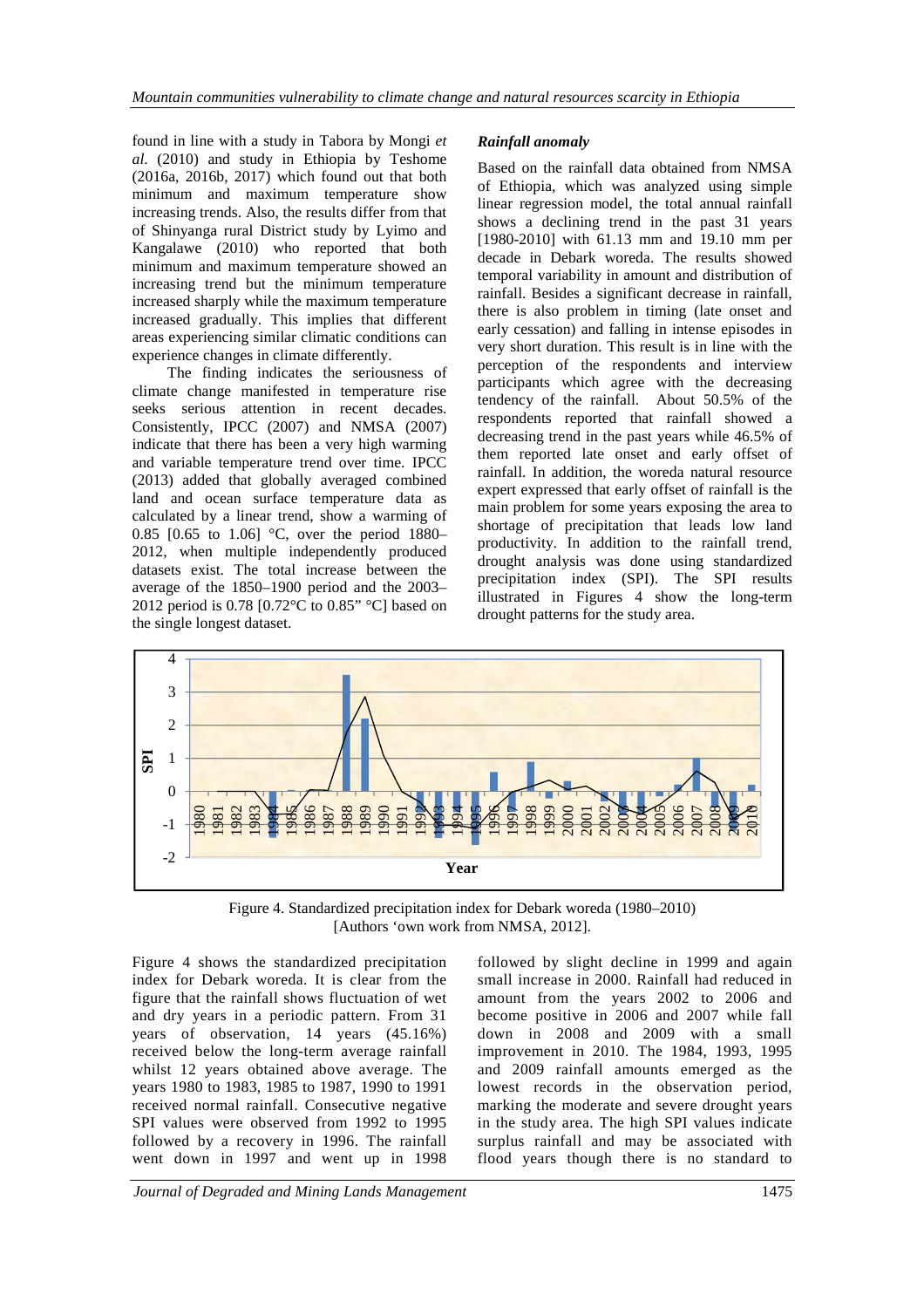found in line with a study in Tabora by Mongi *et al.* (2010) and study in Ethiopia by Teshome (2016a, 2016b, 2017) which found out that both minimum and maximum temperature show increasing trends. Also, the results differ from that of Shinyanga rural District study by Lyimo and Kangalawe (2010) who reported that both minimum and maximum temperature showed an increasing trend but the minimum temperature increased sharply while the maximum temperature increased gradually. This implies that different areas experiencing similar climatic conditions can experience changes in climate differently.

The finding indicates the seriousness of climate change manifested in temperature rise seeks serious attention in recent decades. Consistently, IPCC (2007) and NMSA (2007) indicate that there has been a very high warming and variable temperature trend over time. IPCC (2013) added that globally averaged combined land and ocean surface temperature data as calculated by a linear trend, show a warming of 0.85 [0.65 to 1.06] °C, over the period 1880–2012, when multiple independently produced datasets exist. The total increase between the average of the 1850–1900 period and the 2003–2012 period is 0.78 [0.72°C to 0.85" °C] based on the single longest dataset.

### *Rainfall anomaly*

Based on the rainfall data obtained from NMSA of Ethiopia, which was analyzed using simple linear regression model, the total annual rainfall shows a declining trend in the past 31 years [1980-2010] with 61.13 mm and 19.10 mm per decade in Debark woreda. The results showed temporal variability in amount and distribution of rainfall. Besides a significant decrease in rainfall, there is also problem in timing (late onset and early cessation) and falling in intense episodes in very short duration. This result is in line with the perception of the respondents and interview participants which agree with the decreasing tendency of the rainfall. About 50.5% of the respondents reported that rainfall showed a decreasing trend in the past years while 46.5% of them reported late onset and early offset of rainfall. In addition, the woreda natural resource expert expressed that early offset of rainfall is the main problem for some years exposing the area to shortage of precipitation that leads low land productivity. In addition to the rainfall trend, drought analysis was done using standardized precipitation index (SPI). The SPI results illustrated in Figures 4 show the long-term drought patterns for the study area.

Figure 4. Standardized precipitation index for Debark woreda (1980–2010) [Authors 'own work from NMSA, 2012].

Figure 4 shows the standardized precipitation index for Debark woreda. It is clear from the figure that the rainfall shows fluctuation of wet and dry years in a periodic pattern. From 31 years of observation, 14 years (45.16%) received below the long-term average rainfall whilst 12 years obtained above average. The years 1980 to 1983, 1985 to 1987, 1990 to 1991 received normal rainfall. Consecutive negative SPI values were observed from 1992 to 1995 followed by a recovery in 1996. The rainfall went down in 1997 and went up in 1998 followed by slight decline in 1999 and again small increase in 2000. Rainfall had reduced in amount from the years 2002 to 2006 and become positive in 2006 and 2007 while fall down in 2008 and 2009 with a small improvement in 2010. The 1984, 1993, 1995 and 2009 rainfall amounts emerged as the lowest records in the observation period, marking the moderate and severe drought years in the study area. The high SPI values indicate surplus rainfall and may be associated with flood years though there is no standard to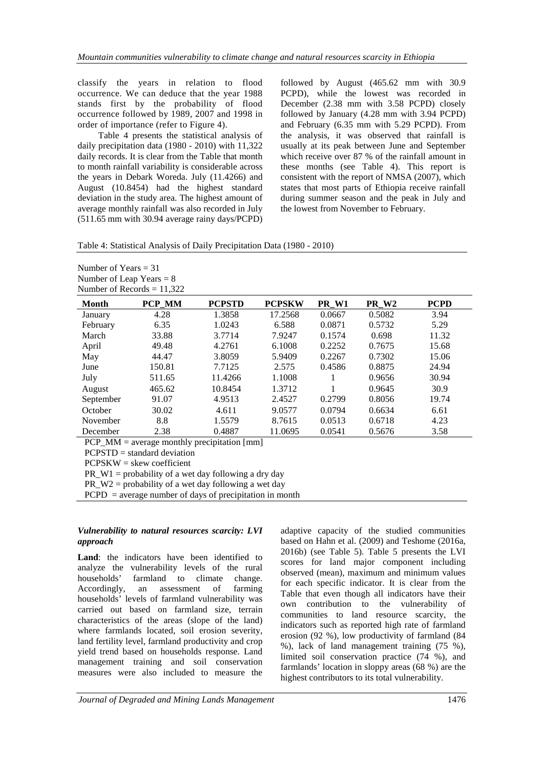classify the years in relation to flood occurrence. We can deduce that the year 1988 stands first by the probability of flood occurrence followed by 1989, 2007 and 1998 in order of importance (refer to Figure 4).

Table 4 presents the statistical analysis of daily precipitation data (1980 - 2010) with 11,322 daily records. It is clear from the Table that month to month rainfall variability is considerable across the years in Debark Woreda. July (11.4266) and August (10.8454) had the highest standard deviation in the study area. The highest amount of average monthly rainfall was also recorded in July (511.65 mm with 30.94 average rainy days/PCPD) followed by August (465.62 mm with 30.9 PCPD), while the lowest was recorded in December (2.38 mm with 3.58 PCPD) closely followed by January (4.28 mm with 3.94 PCPD) and February (6.35 mm with 5.29 PCPD). From the analysis, it was observed that rainfall is usually at its peak between June and September which receive over 87 % of the rainfall amount in these months (see Table 4). This report is consistent with the report of NMSA (2007), which states that most parts of Ethiopia receive rainfall during summer season and the peak in July and the lowest from November to February.

Table 4: Statistical Analysis of Daily Precipitation Data (1980 - 2010)

Number of Years = 31
Number of Leap Years = 8
Number of Records = 11,322

| Month | PCP_MM | PCPSTD | PCPSKW | PR_W1 | PR_W2 | PCPD |
|---|---|---|---|---|---|---|
| January | 4.28 | 1.3858 | 17.2568 | 0.0667 | 0.5082 | 3.94 |
| February | 6.35 | 1.0243 | 6.588 | 0.0871 | 0.5732 | 5.29 |
| March | 33.88 | 3.7714 | 7.9247 | 0.1574 | 0.698 | 11.32 |
| April | 49.48 | 4.2761 | 6.1008 | 0.2252 | 0.7675 | 15.68 |
| May | 44.47 | 3.8059 | 5.9409 | 0.2267 | 0.7302 | 15.06 |
| June | 150.81 | 7.7125 | 2.575 | 0.4586 | 0.8875 | 24.94 |
| July | 511.65 | 11.4266 | 1.1008 | 1 | 0.9656 | 30.94 |
| August | 465.62 | 10.8454 | 1.3712 | 1 | 0.9645 | 30.9 |
| September | 91.07 | 4.9513 | 2.4527 | 0.2799 | 0.8056 | 19.74 |
| October | 30.02 | 4.611 | 9.0577 | 0.0794 | 0.6634 | 6.61 |
| November | 8.8 | 1.5579 | 8.7615 | 0.0513 | 0.6718 | 4.23 |
| December | 2.38 | 0.4887 | 11.0695 | 0.0541 | 0.5676 | 3.58 |

PCP_MM = average monthly precipitation [mm]
PCPSTD = standard deviation
PCPSKW = skew coefficient
PR_W1 = probability of a wet day following a dry day
PR_W2 = probability of a wet day following a wet day
PCPD = average number of days of precipitation in month

### *Vulnerability to natural resources scarcity: LVI approach*

**Land**: the indicators have been identified to analyze the vulnerability levels of the rural households' farmland to climate change. Accordingly, an assessment of farming households' levels of farmland vulnerability was carried out based on farmland size, terrain characteristics of the areas (slope of the land) where farmlands located, soil erosion severity, land fertility level, farmland productivity and crop yield trend based on households response. Land management training and soil conservation measures were also included to measure the adaptive capacity of the studied communities based on Hahn et al. (2009) and Teshome (2016a, 2016b) (see Table 5). Table 5 presents the LVI scores for land major component including observed (mean), maximum and minimum values for each specific indicator. It is clear from the Table that even though all indicators have their own contribution to the vulnerability of communities to land resource scarcity, the indicators such as reported high rate of farmland erosion (92 %), low productivity of farmland (84 %), lack of land management training (75 %), limited soil conservation practice (74 %), and farmlands' location in sloppy areas (68 %) are the highest contributors to its total vulnerability.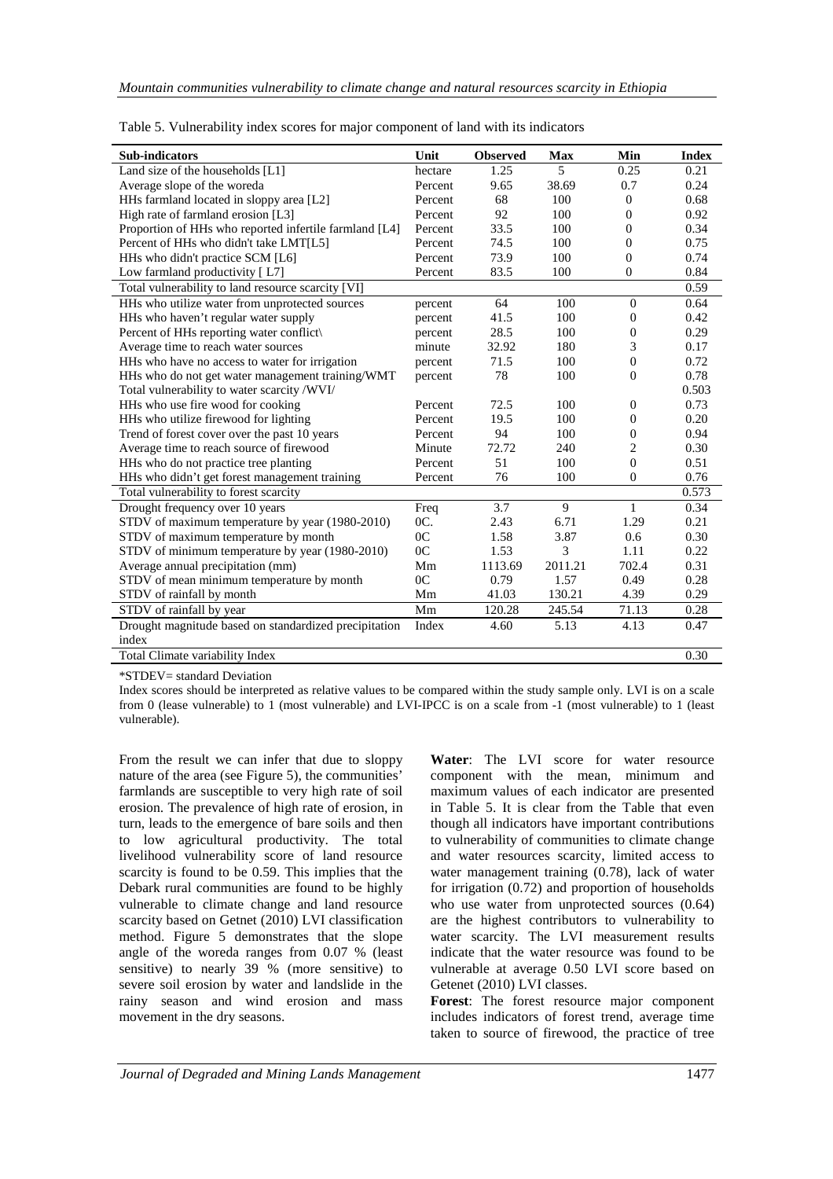Table 5. Vulnerability index scores for major component of land with its indicators

| Sub-indicators | Unit | Observed | Max | Min | Index |
|---|---|---|---|---|---|
| Land size of the households [L1] | hectare | 1.25 | 5 | 0.25 | 0.21 |
| Average slope of the woreda | Percent | 9.65 | 38.69 | 0.7 | 0.24 |
| HHs farmland located in sloppy area [L2] | Percent | 68 | 100 | 0 | 0.68 |
| High rate of farmland erosion [L3] | Percent | 92 | 100 | 0 | 0.92 |
| Proportion of HHs who reported infertile farmland [L4] | Percent | 33.5 | 100 | 0 | 0.34 |
| Percent of HHs who didn't take LMT[L5] | Percent | 74.5 | 100 | 0 | 0.75 |
| HHs who didn't practice SCM [L6] | Percent | 73.9 | 100 | 0 | 0.74 |
| Low farmland productivity [ L7] | Percent | 83.5 | 100 | 0 | 0.84 |
| Total vulnerability to land resource scarcity [VI] | | | | | 0.59 |
| HHs who utilize water from unprotected sources | percent | 64 | 100 | 0 | 0.64 |
| HHs who haven't regular water supply | percent | 41.5 | 100 | 0 | 0.42 |
| Percent of HHs reporting water conflict\ | percent | 28.5 | 100 | 0 | 0.29 |
| Average time to reach water sources | minute | 32.92 | 180 | 3 | 0.17 |
| HHs who have no access to water for irrigation | percent | 71.5 | 100 | 0 | 0.72 |
| HHs who do not get water management training/WMT | percent | 78 | 100 | 0 | 0.78 |
| Total vulnerability to water scarcity /WVI/ | | | | | 0.503 |
| HHs who use fire wood for cooking | Percent | 72.5 | 100 | 0 | 0.73 |
| HHs who utilize firewood for lighting | Percent | 19.5 | 100 | 0 | 0.20 |
| Trend of forest cover over the past 10 years | Percent | 94 | 100 | 0 | 0.94 |
| Average time to reach source of firewood | Minute | 72.72 | 240 | 2 | 0.30 |
| HHs who do not practice tree planting | Percent | 51 | 100 | 0 | 0.51 |
| HHs who didn't get forest management training | Percent | 76 | 100 | 0 | 0.76 |
| Total vulnerability to forest scarcity | | | | | 0.573 |
| Drought frequency over 10 years | Freq | 3.7 | 9 | 1 | 0.34 |
| STDV of maximum temperature by year (1980-2010) | 0C. | 2.43 | 6.71 | 1.29 | 0.21 |
| STDV of maximum temperature by month | 0C | 1.58 | 3.87 | 0.6 | 0.30 |
| STDV of minimum temperature by year (1980-2010) | 0C | 1.53 | 3 | 1.11 | 0.22 |
| Average annual precipitation (mm) | Mm | 1113.69 | 2011.21 | 702.4 | 0.31 |
| STDV of mean minimum temperature by month | 0C | 0.79 | 1.57 | 0.49 | 0.28 |
| STDV of rainfall by month | Mm | 41.03 | 130.21 | 4.39 | 0.29 |
| STDV of rainfall by year | Mm | 120.28 | 245.54 | 71.13 | 0.28 |
| Drought magnitude based on standardized precipitation index | Index | 4.60 | 5.13 | 4.13 | 0.47 |
| Total Climate variability Index | | | | | 0.30 |

*STDEV= standard Deviation

Index scores should be interpreted as relative values to be compared within the study sample only. LVI is on a scale from 0 (lease vulnerable) to 1 (most vulnerable) and LVI-IPCC is on a scale from -1 (most vulnerable) to 1 (least vulnerable).

From the result we can infer that due to sloppy nature of the area (see Figure 5), the communities' farmlands are susceptible to very high rate of soil erosion. The prevalence of high rate of erosion, in turn, leads to the emergence of bare soils and then to low agricultural productivity. The total livelihood vulnerability score of land resource scarcity is found to be 0.59. This implies that the Debark rural communities are found to be highly vulnerable to climate change and land resource scarcity based on Getnet (2010) LVI classification method. Figure 5 demonstrates that the slope angle of the woreda ranges from 0.07 % (least sensitive) to nearly 39 % (more sensitive) to severe soil erosion by water and landslide in the rainy season and wind erosion and mass movement in the dry seasons.

**Water**: The LVI score for water resource component with the mean, minimum and maximum values of each indicator are presented in Table 5. It is clear from the Table that even though all indicators have important contributions to vulnerability of communities to climate change and water resources scarcity, limited access to water management training (0.78), lack of water for irrigation (0.72) and proportion of households who use water from unprotected sources (0.64) are the highest contributors to vulnerability to water scarcity. The LVI measurement results indicate that the water resource was found to be vulnerable at average 0.50 LVI score based on Getenet (2010) LVI classes.

**Forest**: The forest resource major component includes indicators of forest trend, average time taken to source of firewood, the practice of tree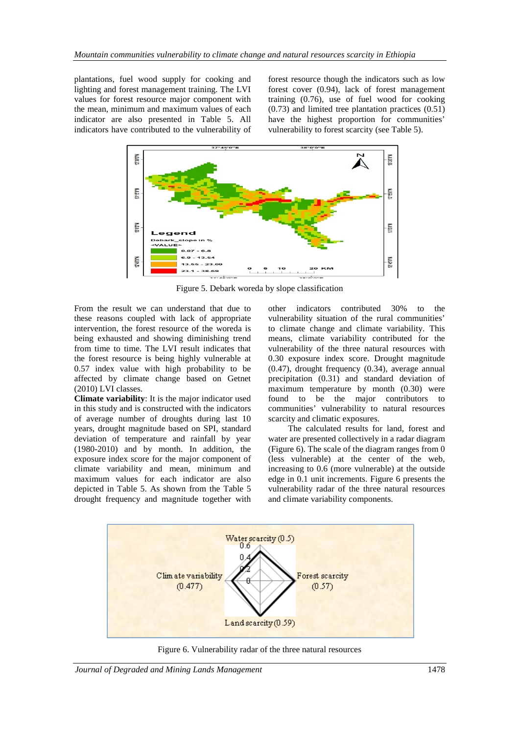plantations, fuel wood supply for cooking and lighting and forest management training. The LVI values for forest resource major component with the mean, minimum and maximum values of each indicator are also presented in Table 5. All indicators have contributed to the vulnerability of forest resource though the indicators such as low forest cover (0.94), lack of forest management training (0.76), use of fuel wood for cooking (0.73) and limited tree plantation practices (0.51) have the highest proportion for communities' vulnerability to forest scarcity (see Table 5).

Figure 5. Debark woreda by slope classification

From the result we can understand that due to these reasons coupled with lack of appropriate intervention, the forest resource of the woreda is being exhausted and showing diminishing trend from time to time. The LVI result indicates that the forest resource is being highly vulnerable at 0.57 index value with high probability to be affected by climate change based on Getnet (2010) LVI classes.

**Climate variability**: It is the major indicator used in this study and is constructed with the indicators of average number of droughts during last 10 years, drought magnitude based on SPI, standard deviation of temperature and rainfall by year (1980-2010) and by month. In addition, the exposure index score for the major component of climate variability and mean, minimum and maximum values for each indicator are also depicted in Table 5. As shown from the Table 5 drought frequency and magnitude together with other indicators contributed 30% to the vulnerability situation of the rural communities' to climate change and climate variability. This means, climate variability contributed for the vulnerability of the three natural resources with 0.30 exposure index score. Drought magnitude (0.47), drought frequency (0.34), average annual precipitation (0.31) and standard deviation of maximum temperature by month (0.30) were found to be the major contributors to communities' vulnerability to natural resources scarcity and climatic exposures.

The calculated results for land, forest and water are presented collectively in a radar diagram (Figure 6). The scale of the diagram ranges from 0 (less vulnerable) at the center of the web, increasing to 0.6 (more vulnerable) at the outside edge in 0.1 unit increments. Figure 6 presents the vulnerability radar of the three natural resources and climate variability components.

Figure 6. Vulnerability radar of the three natural resources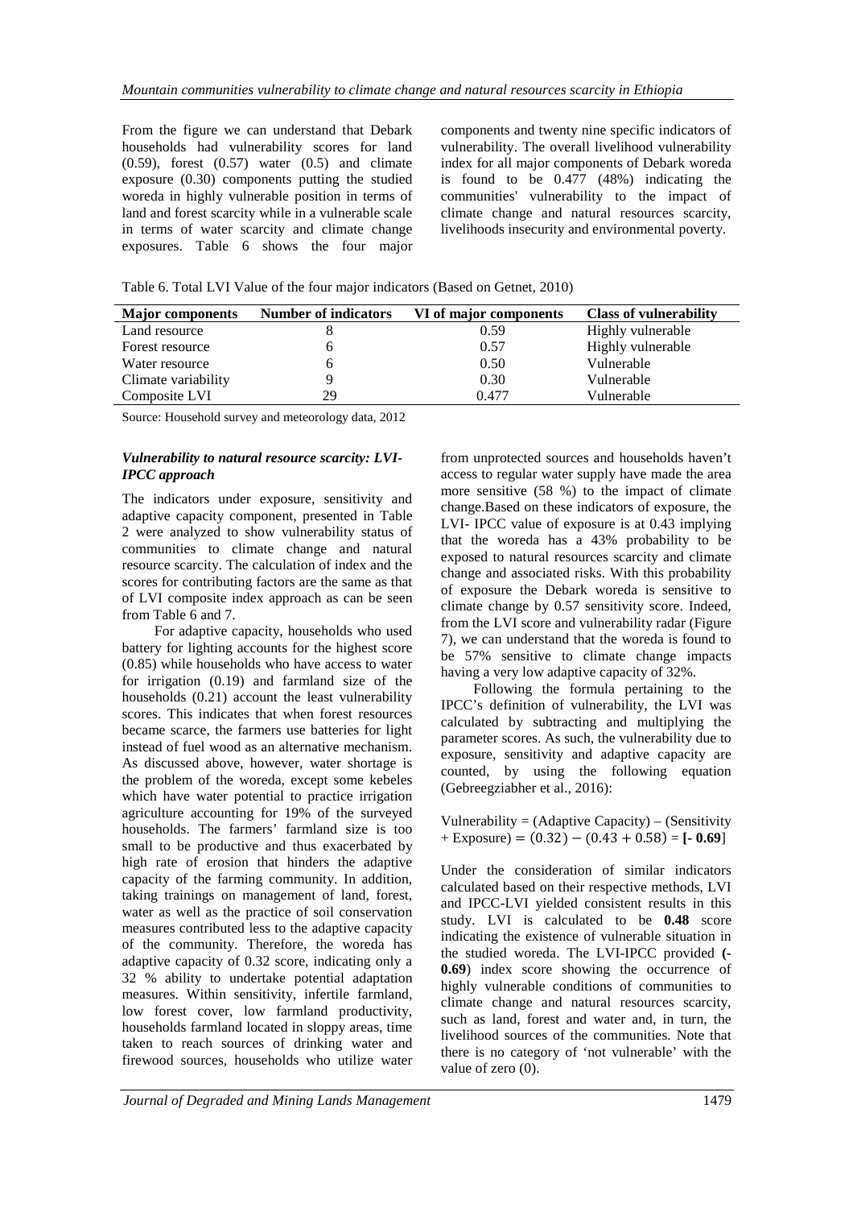From the figure we can understand that Debark households had vulnerability scores for land (0.59), forest (0.57) water (0.5) and climate exposure (0.30) components putting the studied woreda in highly vulnerable position in terms of land and forest scarcity while in a vulnerable scale in terms of water scarcity and climate change exposures. Table 6 shows the four major components and twenty nine specific indicators of vulnerability. The overall livelihood vulnerability index for all major components of Debark woreda is found to be 0.477 (48%) indicating the communities' vulnerability to the impact of climate change and natural resources scarcity, livelihoods insecurity and environmental poverty.

Table 6. Total LVI Value of the four major indicators (Based on Getnet, 2010)

| Major components | Number of indicators | VI of major components | Class of vulnerability |
|---|---|---|---|
| Land resource | 8 | 0.59 | Highly vulnerable |
| Forest resource | 6 | 0.57 | Highly vulnerable |
| Water resource | 6 | 0.50 | Vulnerable |
| Climate variability | 9 | 0.30 | Vulnerable |
| Composite LVI | 29 | 0.477 | Vulnerable |

Source: Household survey and meteorology data, 2012

### *Vulnerability to natural resource scarcity: LVI-IPCC approach*

The indicators under exposure, sensitivity and adaptive capacity component, presented in Table 2 were analyzed to show vulnerability status of communities to climate change and natural resource scarcity. The calculation of index and the scores for contributing factors are the same as that of LVI composite index approach as can be seen from Table 6 and 7.

For adaptive capacity, households who used battery for lighting accounts for the highest score (0.85) while households who have access to water for irrigation (0.19) and farmland size of the households (0.21) account the least vulnerability scores. This indicates that when forest resources became scarce, the farmers use batteries for light instead of fuel wood as an alternative mechanism. As discussed above, however, water shortage is the problem of the woreda, except some kebeles which have water potential to practice irrigation agriculture accounting for 19% of the surveyed households. The farmers' farmland size is too small to be productive and thus exacerbated by high rate of erosion that hinders the adaptive capacity of the farming community. In addition, taking trainings on management of land, forest, water as well as the practice of soil conservation measures contributed less to the adaptive capacity of the community. Therefore, the woreda has adaptive capacity of 0.32 score, indicating only a 32 % ability to undertake potential adaptation measures. Within sensitivity, infertile farmland, low forest cover, low farmland productivity, households farmland located in sloppy areas, time taken to reach sources of drinking water and firewood sources, households who utilize water from unprotected sources and households haven't access to regular water supply have made the area more sensitive (58 %) to the impact of climate change.Based on these indicators of exposure, the LVI- IPCC value of exposure is at 0.43 implying that the woreda has a 43% probability to be exposed to natural resources scarcity and climate change and associated risks. With this probability of exposure the Debark woreda is sensitive to climate change by 0.57 sensitivity score. Indeed, from the LVI score and vulnerability radar (Figure 7), we can understand that the woreda is found to be 57% sensitive to climate change impacts having a very low adaptive capacity of 32%.

Following the formula pertaining to the IPCC's definition of vulnerability, the LVI was calculated by subtracting and multiplying the parameter scores. As such, the vulnerability due to exposure, sensitivity and adaptive capacity are counted, by using the following equation (Gebreegziabher et al., 2016):

Vulnerability = (Adaptive Capacity) – (Sensitivity + Exposure) $= (0.32) - (0.43 + 0.58) =$ **[- 0.69]**

Under the consideration of similar indicators calculated based on their respective methods, LVI and IPCC-LVI yielded consistent results in this study. LVI is calculated to be **0.48** score indicating the existence of vulnerable situation in the studied woreda. The LVI-IPCC provided **(-0.69)** index score showing the occurrence of highly vulnerable conditions of communities to climate change and natural resources scarcity, such as land, forest and water and, in turn, the livelihood sources of the communities. Note that there is no category of 'not vulnerable' with the value of zero (0).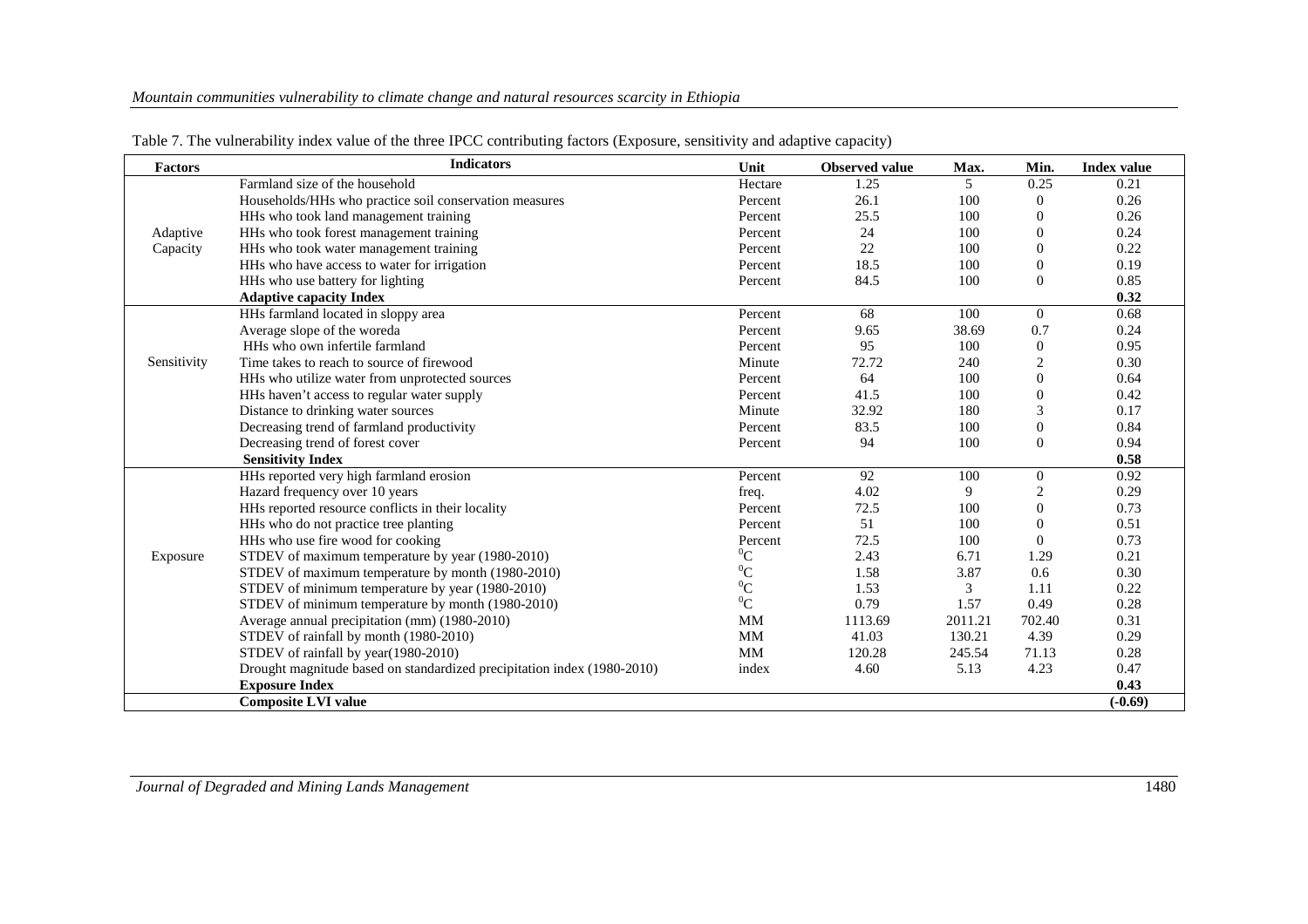Table 7. The vulnerability index value of the three IPCC contributing factors (Exposure, sensitivity and adaptive capacity)

| Factors | Indicators | Unit | Observed value | Max. | Min. | Index value |
|---|---|---|---|---|---|---|
| Adaptive Capacity | Farmland size of the household | Hectare | 1.25 | 5 | 0.25 | 0.21 |
| | Households/HHs who practice soil conservation measures | Percent | 26.1 | 100 | 0 | 0.26 |
| | HHs who took land management training | Percent | 25.5 | 100 | 0 | 0.26 |
| | HHs who took forest management training | Percent | 24 | 100 | 0 | 0.24 |
| | HHs who took water management training | Percent | 22 | 100 | 0 | 0.22 |
| | HHs who have access to water for irrigation | Percent | 18.5 | 100 | 0 | 0.19 |
| | HHs who use battery for lighting | Percent | 84.5 | 100 | 0 | 0.85 |
| | **Adaptive capacity Index** | | | | | **0.32** |
| Sensitivity | HHs farmland located in sloppy area | Percent | 68 | 100 | 0 | 0.68 |
| | Average slope of the woreda | Percent | 9.65 | 38.69 | 0.7 | 0.24 |
| | HHs who own infertile farmland | Percent | 95 | 100 | 0 | 0.95 |
| | Time takes to reach to source of firewood | Minute | 72.72 | 240 | 2 | 0.30 |
| | HHs who utilize water from unprotected sources | Percent | 64 | 100 | 0 | 0.64 |
| | HHs haven't access to regular water supply | Percent | 41.5 | 100 | 0 | 0.42 |
| | Distance to drinking water sources | Minute | 32.92 | 180 | 3 | 0.17 |
| | Decreasing trend of farmland productivity | Percent | 83.5 | 100 | 0 | 0.84 |
| | Decreasing trend of forest cover | Percent | 94 | 100 | 0 | 0.94 |
| | **Sensitivity Index** | | | | | **0.58** |
| Exposure | HHs reported very high farmland erosion | Percent | 92 | 100 | 0 | 0.92 |
| | Hazard frequency over 10 years | freq. | 4.02 | 9 | 2 | 0.29 |
| | HHs reported resource conflicts in their locality | Percent | 72.5 | 100 | 0 | 0.73 |
| | HHs who do not practice tree planting | Percent | 51 | 100 | 0 | 0.51 |
| | HHs who use fire wood for cooking | Percent | 72.5 | 100 | 0 | 0.73 |
| | STDEV of maximum temperature by year (1980-2010) | $^0$C | 2.43 | 6.71 | 1.29 | 0.21 |
| | STDEV of maximum temperature by month (1980-2010) | $^0$C | 1.58 | 3.87 | 0.6 | 0.30 |
| | STDEV of minimum temperature by year (1980-2010) | $^0$C | 1.53 | 3 | 1.11 | 0.22 |
| | STDEV of minimum temperature by month (1980-2010) | $^0$C | 0.79 | 1.57 | 0.49 | 0.28 |
| | Average annual precipitation (mm) (1980-2010) | MM | 1113.69 | 2011.21 | 702.40 | 0.31 |
| | STDEV of rainfall by month (1980-2010) | MM | 41.03 | 130.21 | 4.39 | 0.29 |
| | STDEV of rainfall by year(1980-2010) | MM | 120.28 | 245.54 | 71.13 | 0.28 |
| | Drought magnitude based on standardized precipitation index (1980-2010) | index | 4.60 | 5.13 | 4.23 | 0.47 |
| | **Exposure Index** | | | | | **0.43** |
| | **Composite LVI value** | | | | | **(-0.69)** |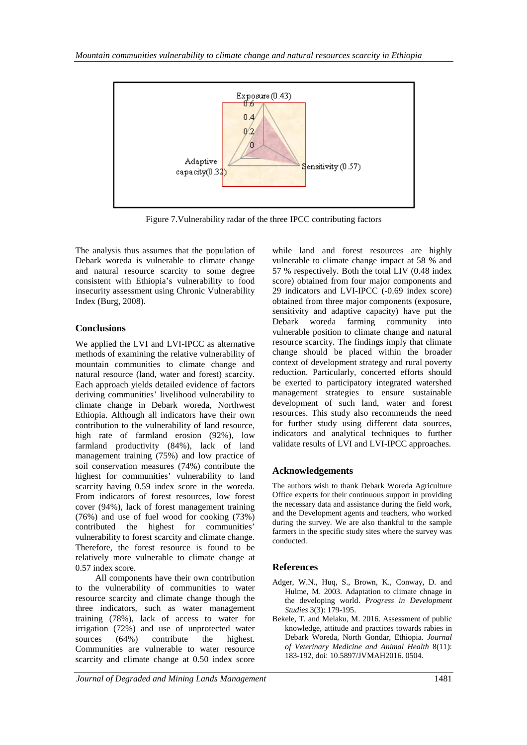Figure 7.Vulnerability radar of the three IPCC contributing factors

The analysis thus assumes that the population of Debark woreda is vulnerable to climate change and natural resource scarcity to some degree consistent with Ethiopia's vulnerability to food insecurity assessment using Chronic Vulnerability Index (Burg, 2008).

## Conclusions

We applied the LVI and LVI-IPCC as alternative methods of examining the relative vulnerability of mountain communities to climate change and natural resource (land, water and forest) scarcity. Each approach yields detailed evidence of factors deriving communities' livelihood vulnerability to climate change in Debark woreda, Northwest Ethiopia. Although all indicators have their own contribution to the vulnerability of land resource, high rate of farmland erosion (92%), low farmland productivity (84%), lack of land management training (75%) and low practice of soil conservation measures (74%) contribute the highest for communities' vulnerability to land scarcity having 0.59 index score in the woreda. From indicators of forest resources, low forest cover (94%), lack of forest management training (76%) and use of fuel wood for cooking (73%) contributed the highest for communities' vulnerability to forest scarcity and climate change. Therefore, the forest resource is found to be relatively more vulnerable to climate change at 0.57 index score.

All components have their own contribution to the vulnerability of communities to water resource scarcity and climate change though the three indicators, such as water management training (78%), lack of access to water for irrigation (72%) and use of unprotected water sources (64%) contribute the highest. Communities are vulnerable to water resource scarcity and climate change at 0.50 index score while land and forest resources are highly vulnerable to climate change impact at 58 % and 57 % respectively. Both the total LIV (0.48 index score) obtained from four major components and 29 indicators and LVI-IPCC (-0.69 index score) obtained from three major components (exposure, sensitivity and adaptive capacity) have put the Debark woreda farming community into vulnerable position to climate change and natural resource scarcity. The findings imply that climate change should be placed within the broader context of development strategy and rural poverty reduction. Particularly, concerted efforts should be exerted to participatory integrated watershed management strategies to ensure sustainable development of such land, water and forest resources. This study also recommends the need for further study using different data sources, indicators and analytical techniques to further validate results of LVI and LVI-IPCC approaches.

## Acknowledgements

The authors wish to thank Debark Woreda Agriculture Office experts for their continuous support in providing the necessary data and assistance during the field work, and the Development agents and teachers, who worked during the survey. We are also thankful to the sample farmers in the specific study sites where the survey was conducted.

## References

Adger, W.N., Huq, S., Brown, K., Conway, D. and Hulme, M. 2003. Adaptation to climate chnage in the developing world. *Progress in Development Studies* 3(3): 179-195.

Bekele, T. and Melaku, M. 2016. Assessment of public knowledge, attitude and practices towards rabies in Debark Woreda, North Gondar, Ethiopia. *Journal of Veterinary Medicine and Animal Health* 8(11): 183-192, doi: 10.5897/JVMAH2016. 0504.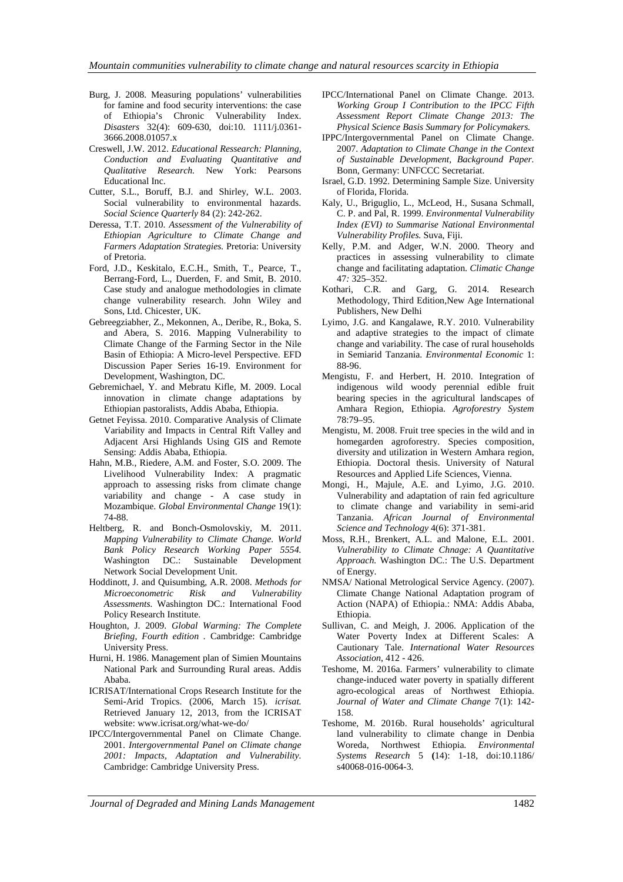Burg, J. 2008. Measuring populations' vulnerabilities for famine and food security interventions: the case of Ethiopia's Chronic Vulnerability Index. *Disasters* 32(4): 609-630, doi:10. 1111/j.0361-3666.2008.01057.x

Creswell, J.W. 2012. *Educational Ressearch: Planning, Conduction and Evaluating Quantitative and Qualitative Research.* New York: Pearsons Educational Inc.

Cutter, S.L., Boruff, B.J. and Shirley, W.L. 2003. Social vulnerability to environmental hazards. *Social Science Quarterly* 84 (2): 242-262.

Deressa, T.T. 2010. *Assessment of the Vulnerability of Ethiopian Agriculture to Climate Change and Farmers Adaptation Strategies.* Pretoria: University of Pretoria.

Ford, J.D., Keskitalo, E.C.H., Smith, T., Pearce, T., Berrang-Ford, L., Duerden, F. and Smit, B. 2010. Case study and analogue methodologies in climate change vulnerability research. John Wiley and Sons, Ltd. Chicester, UK.

Gebreegziabher, Z., Mekonnen, A., Deribe, R., Boka, S. and Abera, S. 2016. Mapping Vulnerability to Climate Change of the Farming Sector in the Nile Basin of Ethiopia: A Micro-level Perspective. EFD Discussion Paper Series 16-19. Environment for Development, Washington, DC.

Gebremichael, Y. and Mebratu Kifle, M. 2009. Local innovation in climate change adaptations by Ethiopian pastoralists, Addis Ababa, Ethiopia.

Getnet Feyissa. 2010. Comparative Analysis of Climate Variability and Impacts in Central Rift Valley and Adjacent Arsi Highlands Using GIS and Remote Sensing: Addis Ababa, Ethiopia.

Hahn, M.B., Riedere, A.M. and Foster, S.O. 2009. The Livelihood Vulnerability Index: A pragmatic approach to assessing risks from climate change variability and change - A case study in Mozambique. *Global Environmental Change* 19(1): 74-88.

Heltberg, R. and Bonch-Osmolovskiy, M. 2011. *Mapping Vulnerability to Climate Change. World Bank Policy Research Working Paper 5554.* Washington DC.: Sustainable Development Network Social Development Unit.

Hoddinott, J. and Quisumbing, A.R. 2008. *Methods for Microeconometric Risk and Vulnerability Assessments.* Washington DC.: International Food Policy Research Institute.

Houghton, J. 2009. *Global Warming: The Complete Briefing, Fourth edition* . Cambridge: Cambridge University Press.

Hurni, H. 1986. Management plan of Simien Mountains National Park and Surrounding Rural areas. Addis Ababa.

ICRISAT/International Crops Research Institute for the Semi-Arid Tropics. (2006, March 15). *icrisat.* Retrieved January 12, 2013, from the ICRISAT website: www.icrisat.org/what-we-do/

IPCC/Intergovernmental Panel on Climate Change. 2001. *Intergovernmental Panel on Climate change 2001: Impacts, Adaptation and Vulnerability.* Cambridge: Cambridge University Press.

IPCC/International Panel on Climate Change. 2013. *Working Group I Contribution to the IPCC Fifth Assessment Report Climate Change 2013: The Physical Science Basis Summary for Policymakers.*

IPPC/Intergovernmental Panel on Climate Change. 2007. *Adaptation to Climate Change in the Context of Sustainable Development, Background Paper.* Bonn, Germany: UNFCCC Secretariat.

Israel, G.D. 1992. Determining Sample Size. University of Florida, Florida.

Kaly, U., Briguglio, L., McLeod, H., Susana Schmall, C. P. and Pal, R. 1999. *Environmental Vulnerability Index (EVI) to Summarise National Environmental Vulnerability Profiles.* Suva, Fiji.

Kelly, P.M. and Adger, W.N. 2000. Theory and practices in assessing vulnerability to climate change and facilitating adaptation. *Climatic Change* 47: 325–352.

Kothari, C.R. and Garg, G. 2014. Research Methodology, Third Edition,New Age International Publishers, New Delhi

Lyimo, J.G. and Kangalawe, R.Y. 2010. Vulnerability and adaptive strategies to the impact of climate change and variability. The case of rural households in Semiarid Tanzania. *Environmental Economic* 1: 88-96.

Mengistu, F. and Herbert, H. 2010. Integration of indigenous wild woody perennial edible fruit bearing species in the agricultural landscapes of Amhara Region, Ethiopia. *Agroforestry System* 78:79–95.

Mengistu, M. 2008. Fruit tree species in the wild and in homegarden agroforestry. Species composition, diversity and utilization in Western Amhara region, Ethiopia. Doctoral thesis. University of Natural Resources and Applied Life Sciences, Vienna.

Mongi, H., Majule, A.E. and Lyimo, J.G. 2010. Vulnerability and adaptation of rain fed agriculture to climate change and variability in semi-arid Tanzania. *African Journal of Environmental Science and Technology* 4(6): 371-381.

Moss, R.H., Brenkert, A.L. and Malone, E.L. 2001. *Vulnerability to Climate Chnage: A Quantitative Approach.* Washington DC.: The U.S. Department of Energy.

NMSA/ National Metrological Service Agency. (2007). Climate Change National Adaptation program of Action (NAPA) of Ethiopia.: NMA: Addis Ababa, Ethiopia.

Sullivan, C. and Meigh, J. 2006. Application of the Water Poverty Index at Different Scales: A Cautionary Tale. *International Water Resources Association*, 412 - 426.

Teshome, M. 2016a. Farmers' vulnerability to climate change-induced water poverty in spatially different agro-ecological areas of Northwest Ethiopia. *Journal of Water and Climate Change* 7(1): 142-158.

Teshome, M. 2016b. Rural households' agricultural land vulnerability to climate change in Denbia Woreda, Northwest Ethiopia. *Environmental Systems Research* 5 **(**14): 1-18, doi:10.1186/ s40068-016-0064-3.